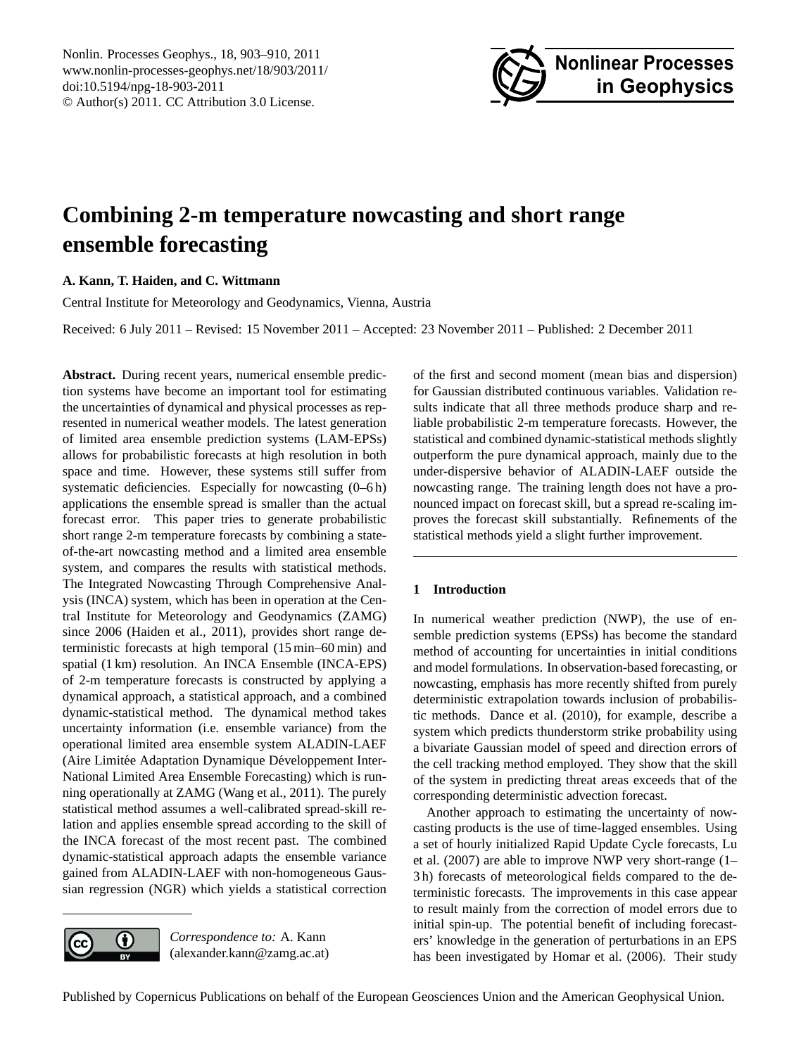# Combining 2-m temperature nowcasting and short range ensemble forecasting

**A. Kann, T. Haiden, and C. Wittmann**

Central Institute for Meteorology and Geodynamics, Vienna, Austria

Received: 6 July 2011 – Revised: 15 November 2011 – Accepted: 23 November 2011 – Published: 2 December 2011

**Abstract.** During recent years, numerical ensemble prediction systems have become an important tool for estimating the uncertainties of dynamical and physical processes as represented in numerical weather models. The latest generation of limited area ensemble prediction systems (LAM-EPSs) allows for probabilistic forecasts at high resolution in both space and time. However, these systems still suffer from systematic deficiencies. Especially for nowcasting (0–6 h) applications the ensemble spread is smaller than the actual forecast error. This paper tries to generate probabilistic short range 2-m temperature forecasts by combining a state-of-the-art nowcasting method and a limited area ensemble system, and compares the results with statistical methods. The Integrated Nowcasting Through Comprehensive Analysis (INCA) system, which has been in operation at the Central Institute for Meteorology and Geodynamics (ZAMG) since 2006 (Haiden et al., 2011), provides short range deterministic forecasts at high temporal (15 min–60 min) and spatial (1 km) resolution. An INCA Ensemble (INCA-EPS) of 2-m temperature forecasts is constructed by applying a dynamical approach, a statistical approach, and a combined dynamic-statistical method. The dynamical method takes uncertainty information (i.e. ensemble variance) from the operational limited area ensemble system ALADIN-LAEF (Aire Limitée Adaptation Dynamique Développement Inter-National Limited Area Ensemble Forecasting) which is running operationally at ZAMG (Wang et al., 2011). The purely statistical method assumes a well-calibrated spread-skill relation and applies ensemble spread according to the skill of the INCA forecast of the most recent past. The combined dynamic-statistical approach adapts the ensemble variance gained from ALADIN-LAEF with non-homogeneous Gaussian regression (NGR) which yields a statistical correction of the first and second moment (mean bias and dispersion) for Gaussian distributed continuous variables. Validation results indicate that all three methods produce sharp and reliable probabilistic 2-m temperature forecasts. However, the statistical and combined dynamic-statistical methods slightly outperform the pure dynamical approach, mainly due to the under-dispersive behavior of ALADIN-LAEF outside the nowcasting range. The training length does not have a pronounced impact on forecast skill, but a spread re-scaling improves the forecast skill substantially. Refinements of the statistical methods yield a slight further improvement.

*Correspondence to:* A. Kann (alexander.kann@zamg.ac.at)

## 1 Introduction

In numerical weather prediction (NWP), the use of ensemble prediction systems (EPSs) has become the standard method of accounting for uncertainties in initial conditions and model formulations. In observation-based forecasting, or nowcasting, emphasis has more recently shifted from purely deterministic extrapolation towards inclusion of probabilistic methods. Dance et al. (2010), for example, describe a system which predicts thunderstorm strike probability using a bivariate Gaussian model of speed and direction errors of the cell tracking method employed. They show that the skill of the system in predicting threat areas exceeds that of the corresponding deterministic advection forecast.

Another approach to estimating the uncertainty of nowcasting products is the use of time-lagged ensembles. Using a set of hourly initialized Rapid Update Cycle forecasts, Lu et al. (2007) are able to improve NWP very short-range (1–3 h) forecasts of meteorological fields compared to the deterministic forecasts. The improvements in this case appear to result mainly from the correction of model errors due to initial spin-up. The potential benefit of including forecasters' knowledge in the generation of perturbations in an EPS has been investigated by Homar et al. (2006). Their study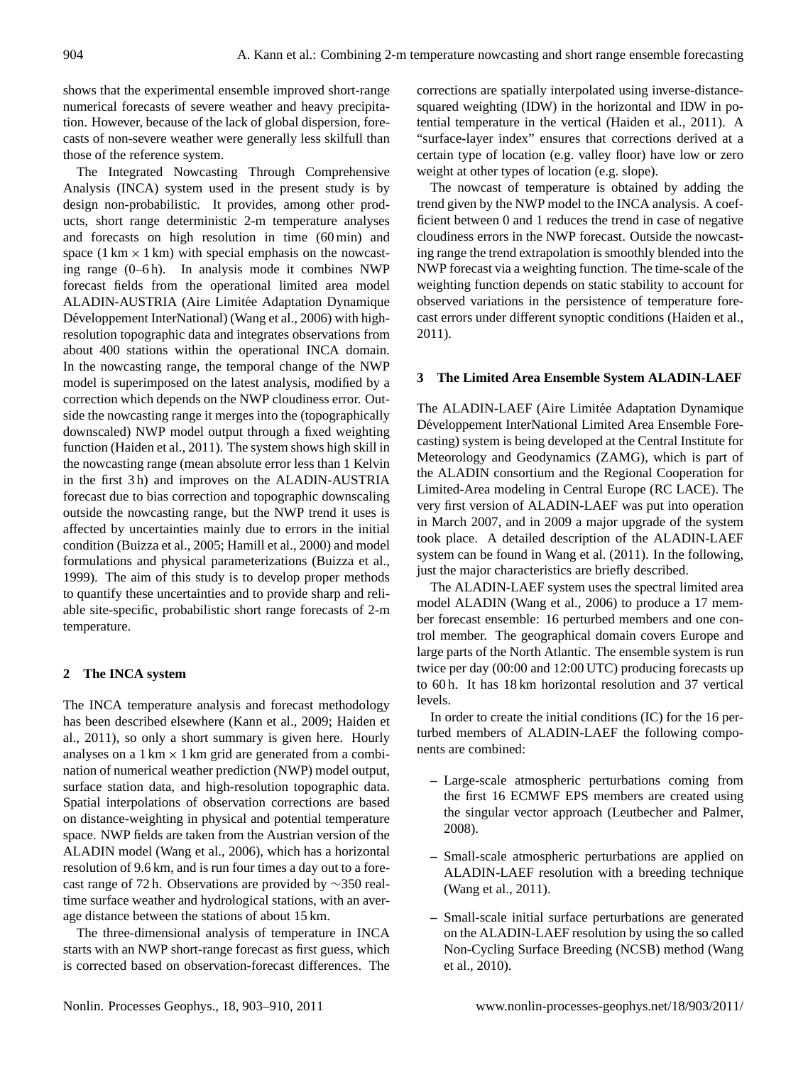shows that the experimental ensemble improved short-range numerical forecasts of severe weather and heavy precipitation. However, because of the lack of global dispersion, forecasts of non-severe weather were generally less skilfull than those of the reference system.

The Integrated Nowcasting Through Comprehensive Analysis (INCA) system used in the present study is by design non-probabilistic. It provides, among other products, short range deterministic 2-m temperature analyses and forecasts on high resolution in time (60 min) and space (1 km $\times$ 1 km) with special emphasis on the nowcasting range (0–6 h). In analysis mode it combines NWP forecast fields from the operational limited area model ALADIN-AUSTRIA (Aire Limitée Adaptation Dynamique Développement InterNational) (Wang et al., 2006) with high-resolution topographic data and integrates observations from about 400 stations within the operational INCA domain. In the nowcasting range, the temporal change of the NWP model is superimposed on the latest analysis, modified by a correction which depends on the NWP cloudiness error. Outside the nowcasting range it merges into the (topographically downscaled) NWP model output through a fixed weighting function (Haiden et al., 2011). The system shows high skill in the nowcasting range (mean absolute error less than 1 Kelvin in the first 3 h) and improves on the ALADIN-AUSTRIA forecast due to bias correction and topographic downscaling outside the nowcasting range, but the NWP trend it uses is affected by uncertainties mainly due to errors in the initial condition (Buizza et al., 2005; Hamill et al., 2000) and model formulations and physical parameterizations (Buizza et al., 1999). The aim of this study is to develop proper methods to quantify these uncertainties and to provide sharp and reliable site-specific, probabilistic short range forecasts of 2-m temperature.

## 2 The INCA system

The INCA temperature analysis and forecast methodology has been described elsewhere (Kann et al., 2009; Haiden et al., 2011), so only a short summary is given here. Hourly analyses on a 1 km $\times$ 1 km grid are generated from a combination of numerical weather prediction (NWP) model output, surface station data, and high-resolution topographic data. Spatial interpolations of observation corrections are based on distance-weighting in physical and potential temperature space. NWP fields are taken from the Austrian version of the ALADIN model (Wang et al., 2006), which has a horizontal resolution of 9.6 km, and is run four times a day out to a forecast range of 72 h. Observations are provided by $\sim$350 real-time surface weather and hydrological stations, with an average distance between the stations of about 15 km.

The three-dimensional analysis of temperature in INCA starts with an NWP short-range forecast as first guess, which is corrected based on observation-forecast differences. The corrections are spatially interpolated using inverse-distance-squared weighting (IDW) in the horizontal and IDW in potential temperature in the vertical (Haiden et al., 2011). A "surface-layer index" ensures that corrections derived at a certain type of location (e.g. valley floor) have low or zero weight at other types of location (e.g. slope).

The nowcast of temperature is obtained by adding the trend given by the NWP model to the INCA analysis. A coefficient between 0 and 1 reduces the trend in case of negative cloudiness errors in the NWP forecast. Outside the nowcasting range the trend extrapolation is smoothly blended into the NWP forecast via a weighting function. The time-scale of the weighting function depends on static stability to account for observed variations in the persistence of temperature forecast errors under different synoptic conditions (Haiden et al., 2011).

## 3 The Limited Area Ensemble System ALADIN-LAEF

The ALADIN-LAEF (Aire Limitée Adaptation Dynamique Développement InterNational Limited Area Ensemble Forecasting) system is being developed at the Central Institute for Meteorology and Geodynamics (ZAMG), which is part of the ALADIN consortium and the Regional Cooperation for Limited-Area modeling in Central Europe (RC LACE). The very first version of ALADIN-LAEF was put into operation in March 2007, and in 2009 a major upgrade of the system took place. A detailed description of the ALADIN-LAEF system can be found in Wang et al. (2011). In the following, just the major characteristics are briefly described.

The ALADIN-LAEF system uses the spectral limited area model ALADIN (Wang et al., 2006) to produce a 17 member forecast ensemble: 16 perturbed members and one control member. The geographical domain covers Europe and large parts of the North Atlantic. The ensemble system is run twice per day (00:00 and 12:00 UTC) producing forecasts up to 60 h. It has 18 km horizontal resolution and 37 vertical levels.

In order to create the initial conditions (IC) for the 16 perturbed members of ALADIN-LAEF the following components are combined:

- Large-scale atmospheric perturbations coming from the first 16 ECMWF EPS members are created using the singular vector approach (Leutbecher and Palmer, 2008).
- Small-scale atmospheric perturbations are applied on ALADIN-LAEF resolution with a breeding technique (Wang et al., 2011).
- Small-scale initial surface perturbations are generated on the ALADIN-LAEF resolution by using the so called Non-Cycling Surface Breeding (NCSB) method (Wang et al., 2010).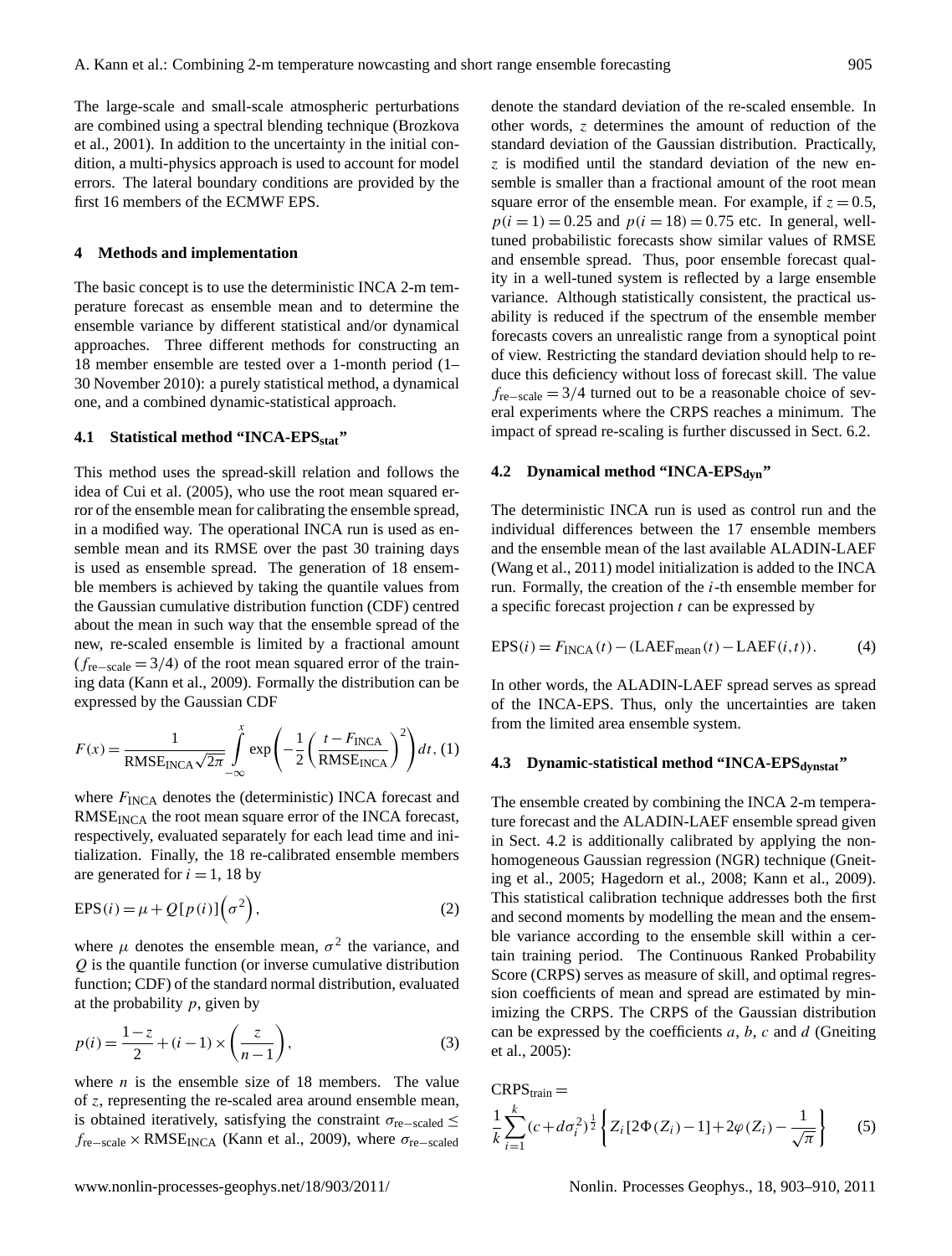The large-scale and small-scale atmospheric perturbations are combined using a spectral blending technique (Brozkova et al., 2001). In addition to the uncertainty in the initial condition, a multi-physics approach is used to account for model errors. The lateral boundary conditions are provided by the first 16 members of the ECMWF EPS.

## 4 Methods and implementation

The basic concept is to use the deterministic INCA 2-m temperature forecast as ensemble mean and to determine the ensemble variance by different statistical and/or dynamical approaches. Three different methods for constructing an 18 member ensemble are tested over a 1-month period (1–30 November 2010): a purely statistical method, a dynamical one, and a combined dynamic-statistical approach.

### 4.1 Statistical method "INCA-EPS$_{\text{stat}}$"

This method uses the spread-skill relation and follows the idea of Cui et al. (2005), who use the root mean squared error of the ensemble mean for calibrating the ensemble spread, in a modified way. The operational INCA run is used as ensemble mean and its RMSE over the past 30 training days is used as ensemble spread. The generation of 18 ensemble members is achieved by taking the quantile values from the Gaussian cumulative distribution function (CDF) centred about the mean in such way that the ensemble spread of the new, re-scaled ensemble is limited by a fractional amount ($f_{\text{re-scale}} = 3/4$) of the root mean squared error of the training data (Kann et al., 2009). Formally the distribution can be expressed by the Gaussian CDF

$$F(x) = \frac{1}{\text{RMSE}_{\text{INCA}}\sqrt{2\pi}} \int_{-\infty}^{x} \exp\left(-\frac{1}{2}\left(\frac{t - F_{\text{INCA}}}{\text{RMSE}_{\text{INCA}}}\right)^2\right) dt, \quad (1)$$

where $F_{\text{INCA}}$ denotes the (deterministic) INCA forecast and $\text{RMSE}_{\text{INCA}}$ the root mean square error of the INCA forecast, respectively, evaluated separately for each lead time and initialization. Finally, the 18 re-calibrated ensemble members are generated for $i = 1, 18$ by

$$\text{EPS}(i) = \mu + Q[p(i)]\left(\sigma^2\right), \quad (2)$$

where $\mu$ denotes the ensemble mean, $\sigma^2$ the variance, and $Q$ is the quantile function (or inverse cumulative distribution function; CDF) of the standard normal distribution, evaluated at the probability $p$, given by

$$p(i) = \frac{1-z}{2} + (i-1) \times \left(\frac{z}{n-1}\right), \quad (3)$$

where $n$ is the ensemble size of 18 members. The value of $z$, representing the re-scaled area around ensemble mean, is obtained iteratively, satisfying the constraint $\sigma_{\text{re-scaled}} \leq f_{\text{re-scale}} \times \text{RMSE}_{\text{INCA}}$ (Kann et al., 2009), where $\sigma_{\text{re-scaled}}$ denote the standard deviation of the re-scaled ensemble. In other words, $z$ determines the amount of reduction of the standard deviation of the Gaussian distribution. Practically, $z$ is modified until the standard deviation of the new ensemble is smaller than a fractional amount of the root mean square error of the ensemble mean. For example, if $z = 0.5$, $p(i = 1) = 0.25$ and $p(i = 18) = 0.75$ etc. In general, well-tuned probabilistic forecasts show similar values of RMSE and ensemble spread. Thus, poor ensemble forecast quality in a well-tuned system is reflected by a large ensemble variance. Although statistically consistent, the practical usability is reduced if the spectrum of the ensemble member forecasts covers an unrealistic range from a synoptical point of view. Restricting the standard deviation should help to reduce this deficiency without loss of forecast skill. The value $f_{\text{re-scale}} = 3/4$ turned out to be a reasonable choice of several experiments where the CRPS reaches a minimum. The impact of spread re-scaling is further discussed in Sect. 6.2.

### 4.2 Dynamical method "INCA-EPS$_{\text{dyn}}$"

The deterministic INCA run is used as control run and the individual differences between the 17 ensemble members and the ensemble mean of the last available ALADIN-LAEF (Wang et al., 2011) model initialization is added to the INCA run. Formally, the creation of the $i$-th ensemble member for a specific forecast projection $t$ can be expressed by

$$\text{EPS}(i) = F_{\text{INCA}}(t) - (\text{LAEF}_{\text{mean}}(t) - \text{LAEF}(i,t)). \quad (4)$$

In other words, the ALADIN-LAEF spread serves as spread of the INCA-EPS. Thus, only the uncertainties are taken from the limited area ensemble system.

### 4.3 Dynamic-statistical method "INCA-EPS$_{\text{dynstat}}$"

The ensemble created by combining the INCA 2-m temperature forecast and the ALADIN-LAEF ensemble spread given in Sect. 4.2 is additionally calibrated by applying the non-homogeneous Gaussian regression (NGR) technique (Gneiting et al., 2005; Hagedorn et al., 2008; Kann et al., 2009). This statistical calibration technique addresses both the first and second moments by modelling the mean and the ensemble variance according to the ensemble skill within a certain training period. The Continuous Ranked Probability Score (CRPS) serves as measure of skill, and optimal regression coefficients of mean and spread are estimated by minimizing the CRPS. The CRPS of the Gaussian distribution can be expressed by the coefficients $a$, $b$, $c$ and $d$ (Gneiting et al., 2005):

$$\text{CRPS}_{\text{train}} = \frac{1}{k}\sum_{i=1}^{k}(c + d\sigma_i^2)^{\frac{1}{2}}\left\{Z_i[2\Phi(Z_i) - 1] + 2\varphi(Z_i) - \frac{1}{\sqrt{\pi}}\right\} \quad (5)$$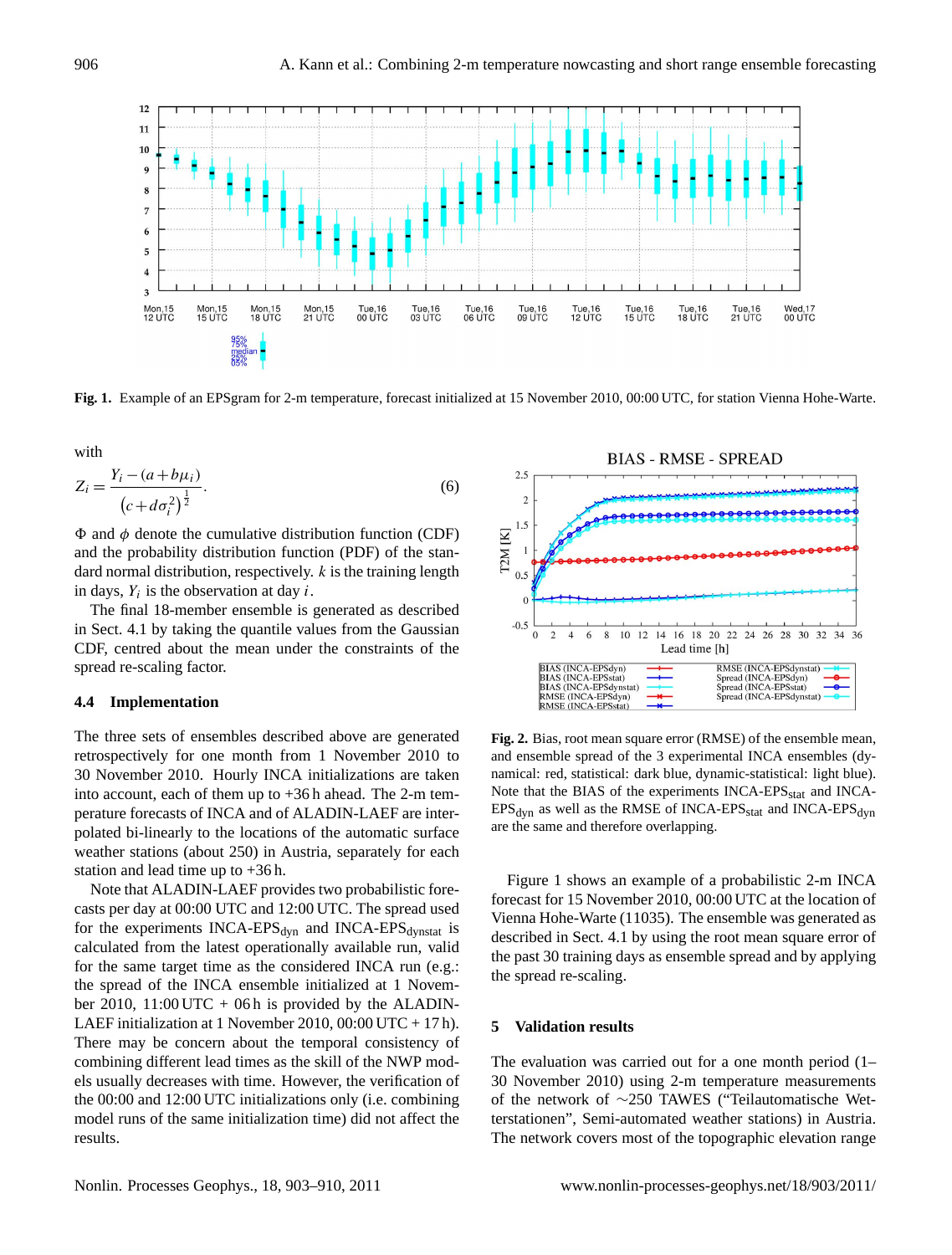**Fig. 1.** Example of an EPSgram for 2-m temperature, forecast initialized at 15 November 2010, 00:00 UTC, for station Vienna Hohe-Warte.

with

$$Z_i = \frac{Y_i - (a + b\mu_i)}{\left(c + d\sigma_i^2\right)^{\frac{1}{2}}}. \tag{6}$$

$\Phi$ and $\phi$ denote the cumulative distribution function (CDF) and the probability distribution function (PDF) of the standard normal distribution, respectively. $k$ is the training length in days, $Y_i$ is the observation at day $i$.

The final 18-member ensemble is generated as described in Sect. 4.1 by taking the quantile values from the Gaussian CDF, centred about the mean under the constraints of the spread re-scaling factor.

### 4.4 Implementation

The three sets of ensembles described above are generated retrospectively for one month from 1 November 2010 to 30 November 2010. Hourly INCA initializations are taken into account, each of them up to +36 h ahead. The 2-m temperature forecasts of INCA and of ALADIN-LAEF are interpolated bi-linearly to the locations of the automatic surface weather stations (about 250) in Austria, separately for each station and lead time up to +36 h.

Note that ALADIN-LAEF provides two probabilistic forecasts per day at 00:00 UTC and 12:00 UTC. The spread used for the experiments INCA-EPS$_{\text{dyn}}$ and INCA-EPS$_{\text{dynstat}}$ is calculated from the latest operationally available run, valid for the same target time as the considered INCA run (e.g.: the spread of the INCA ensemble initialized at 1 November 2010, 11:00 UTC + 06 h is provided by the ALADIN-LAEF initialization at 1 November 2010, 00:00 UTC + 17 h). There may be concern about the temporal consistency of combining different lead times as the skill of the NWP models usually decreases with time. However, the verification of the 00:00 and 12:00 UTC initializations only (i.e. combining model runs of the same initialization time) did not affect the results.

**Fig. 2.** Bias, root mean square error (RMSE) of the ensemble mean, and ensemble spread of the 3 experimental INCA ensembles (dynamical: red, statistical: dark blue, dynamic-statistical: light blue). Note that the BIAS of the experiments INCA-EPS$_{\text{stat}}$ and INCA-EPS$_{\text{dyn}}$ as well as the RMSE of INCA-EPS$_{\text{stat}}$ and INCA-EPS$_{\text{dyn}}$ are the same and therefore overlapping.

Figure 1 shows an example of a probabilistic 2-m INCA forecast for 15 November 2010, 00:00 UTC at the location of Vienna Hohe-Warte (11035). The ensemble was generated as described in Sect. 4.1 by using the root mean square error of the past 30 training days as ensemble spread and by applying the spread re-scaling.

## 5 Validation results

The evaluation was carried out for a one month period (1–30 November 2010) using 2-m temperature measurements of the network of ~250 TAWES ("Teilautomatische Wetterstationen", Semi-automated weather stations) in Austria. The network covers most of the topographic elevation range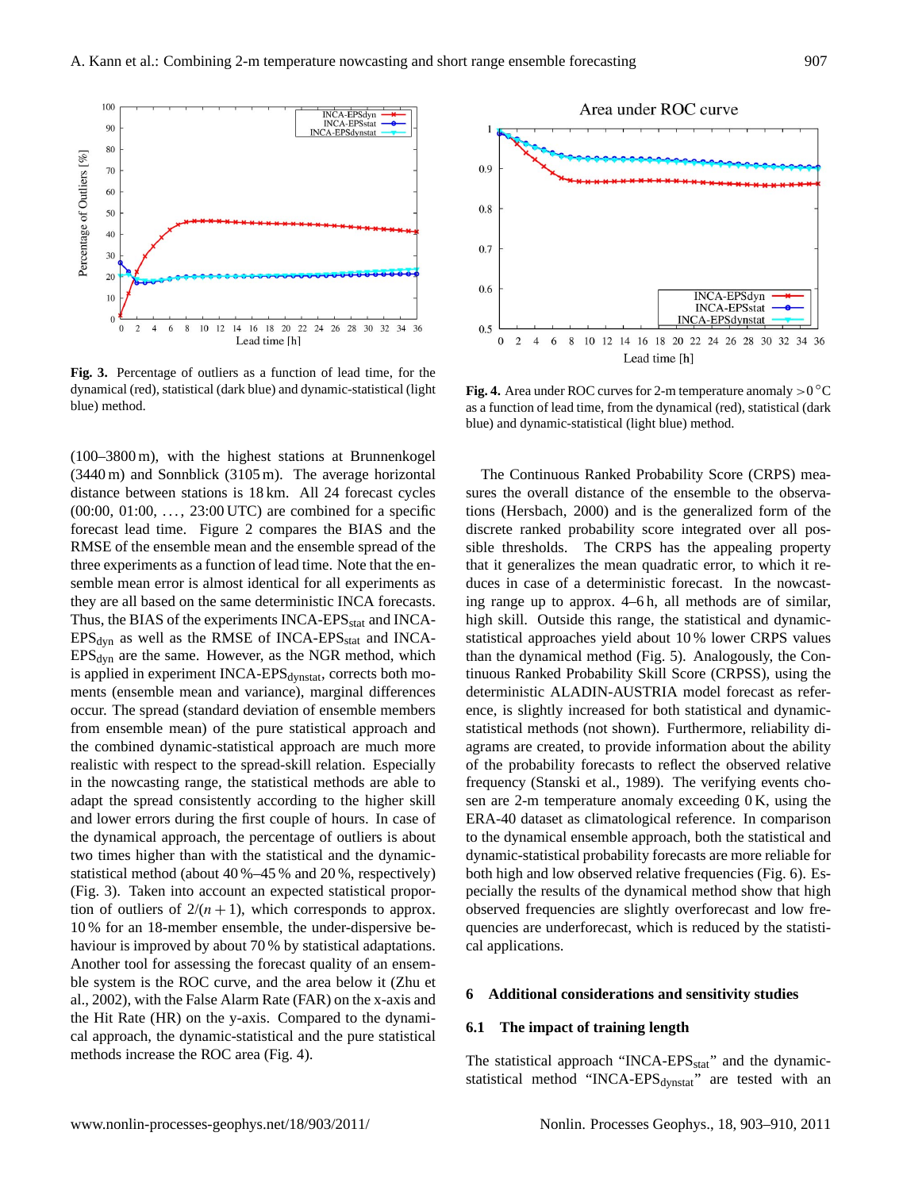**Fig. 3.** Percentage of outliers as a function of lead time, for the dynamical (red), statistical (dark blue) and dynamic-statistical (light blue) method.

**Fig. 4.** Area under ROC curves for 2-m temperature anomaly >0 °C as a function of lead time, from the dynamical (red), statistical (dark blue) and dynamic-statistical (light blue) method.

(100–3800 m), with the highest stations at Brunnenkogel (3440 m) and Sonnblick (3105 m). The average horizontal distance between stations is 18 km. All 24 forecast cycles (00:00, 01:00, ..., 23:00 UTC) are combined for a specific forecast lead time. Figure 2 compares the BIAS and the RMSE of the ensemble mean and the ensemble spread of the three experiments as a function of lead time. Note that the ensemble mean error is almost identical for all experiments as they are all based on the same deterministic INCA forecasts. Thus, the BIAS of the experiments INCA-EPS$_{stat}$ and INCA-EPS$_{dyn}$ as well as the RMSE of INCA-EPS$_{stat}$ and INCA-EPS$_{dyn}$ are the same. However, as the NGR method, which is applied in experiment INCA-EPS$_{dynstat}$, corrects both moments (ensemble mean and variance), marginal differences occur. The spread (standard deviation of ensemble members from ensemble mean) of the pure statistical approach and the combined dynamic-statistical approach are much more realistic with respect to the spread-skill relation. Especially in the nowcasting range, the statistical methods are able to adapt the spread consistently according to the higher skill and lower errors during the first couple of hours. In case of the dynamical approach, the percentage of outliers is about two times higher than with the statistical and the dynamic-statistical method (about 40 %–45 % and 20 %, respectively) (Fig. 3). Taken into account an expected statistical proportion of outliers of $2/(n+1)$, which corresponds to approx. 10 % for an 18-member ensemble, the under-dispersive behaviour is improved by about 70 % by statistical adaptations. Another tool for assessing the forecast quality of an ensemble system is the ROC curve, and the area below it (Zhu et al., 2002), with the False Alarm Rate (FAR) on the x-axis and the Hit Rate (HR) on the y-axis. Compared to the dynamical approach, the dynamic-statistical and the pure statistical methods increase the ROC area (Fig. 4).

The Continuous Ranked Probability Score (CRPS) measures the overall distance of the ensemble to the observations (Hersbach, 2000) and is the generalized form of the discrete ranked probability score integrated over all possible thresholds. The CRPS has the appealing property that it generalizes the mean quadratic error, to which it reduces in case of a deterministic forecast. In the nowcasting range up to approx. 4–6 h, all methods are of similar, high skill. Outside this range, the statistical and dynamic-statistical approaches yield about 10 % lower CRPS values than the dynamical method (Fig. 5). Analogously, the Continuous Ranked Probability Skill Score (CRPSS), using the deterministic ALADIN-AUSTRIA model forecast as reference, is slightly increased for both statistical and dynamic-statistical methods (not shown). Furthermore, reliability diagrams are created, to provide information about the ability of the probability forecasts to reflect the observed relative frequency (Stanski et al., 1989). The verifying events chosen are 2-m temperature anomaly exceeding 0 K, using the ERA-40 dataset as climatological reference. In comparison to the dynamical ensemble approach, both the statistical and dynamic-statistical probability forecasts are more reliable for both high and low observed relative frequencies (Fig. 6). Especially the results of the dynamical method show that high observed frequencies are slightly overforecast and low frequencies are underforecast, which is reduced by the statistical applications.

## 6 Additional considerations and sensitivity studies

### 6.1 The impact of training length

The statistical approach "INCA-EPS$_{stat}$" and the dynamic-statistical method "INCA-EPS$_{dynstat}$" are tested with an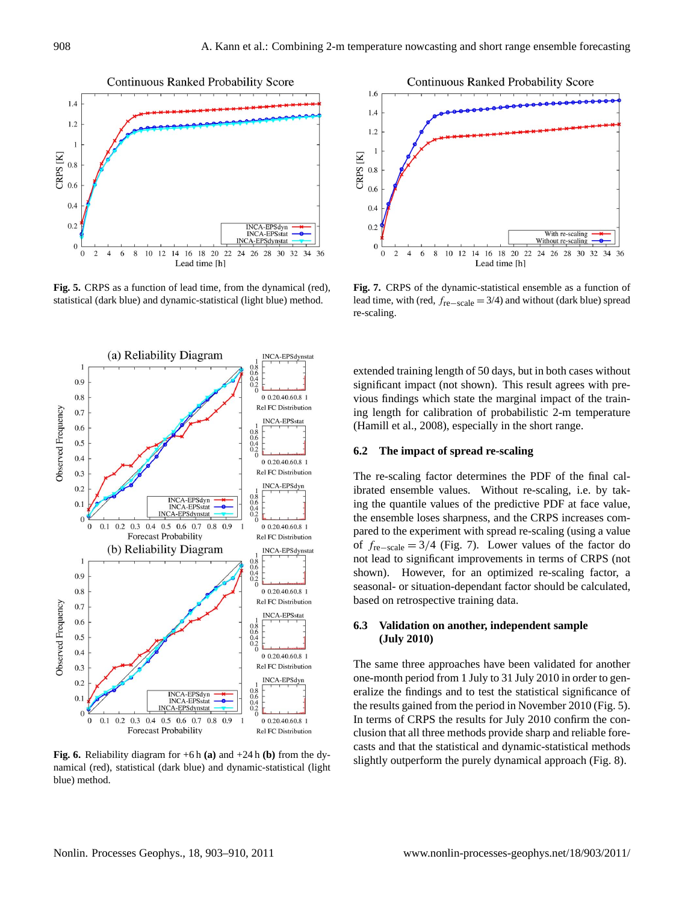Fig. 5. CRPS as a function of lead time, from the dynamical (red), statistical (dark blue) and dynamic-statistical (light blue) method.

Fig. 7. CRPS of the dynamic-statistical ensemble as a function of lead time, with (red, $f_{\mathrm{re-scale}} = 3/4$) and without (dark blue) spread re-scaling.

Fig. 6. Reliability diagram for +6 h **(a)** and +24 h **(b)** from the dynamical (red), statistical (dark blue) and dynamic-statistical (light blue) method.

extended training length of 50 days, but in both cases without significant impact (not shown). This result agrees with previous findings which state the marginal impact of the training length for calibration of probabilistic 2-m temperature (Hamill et al., 2008), especially in the short range.

### 6.2 The impact of spread re-scaling

The re-scaling factor determines the PDF of the final calibrated ensemble values. Without re-scaling, i.e. by taking the quantile values of the predictive PDF at face value, the ensemble loses sharpness, and the CRPS increases compared to the experiment with spread re-scaling (using a value of $f_{\mathrm{re-scale}} = 3/4$ (Fig. 7). Lower values of the factor do not lead to significant improvements in terms of CRPS (not shown). However, for an optimized re-scaling factor, a seasonal- or situation-dependant factor should be calculated, based on retrospective training data.

### 6.3 Validation on another, independent sample (July 2010)

The same three approaches have been validated for another one-month period from 1 July to 31 July 2010 in order to generalize the findings and to test the statistical significance of the results gained from the period in November 2010 (Fig. 5). In terms of CRPS the results for July 2010 confirm the conclusion that all three methods provide sharp and reliable forecasts and that the statistical and dynamic-statistical methods slightly outperform the purely dynamical approach (Fig. 8).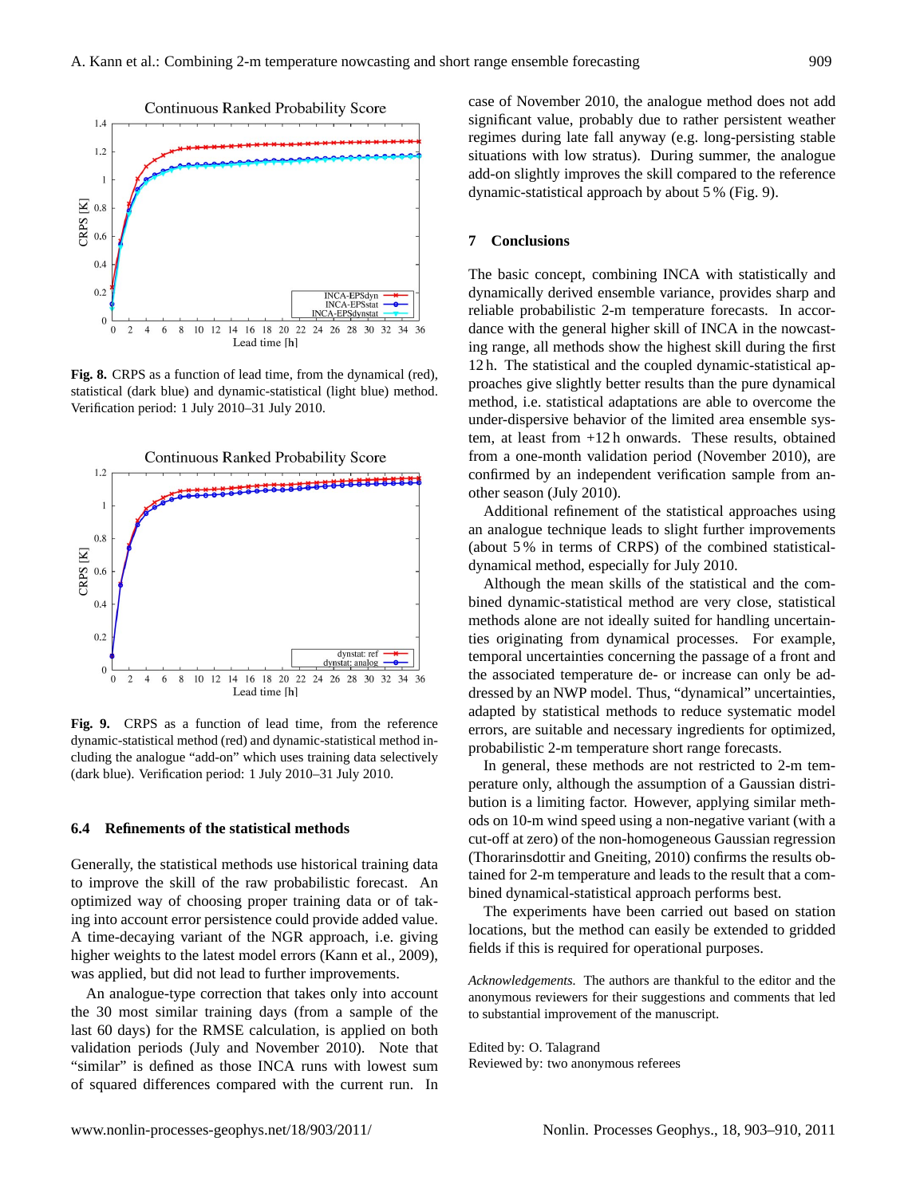**Fig. 8.** CRPS as a function of lead time, from the dynamical (red), statistical (dark blue) and dynamic-statistical (light blue) method. Verification period: 1 July 2010–31 July 2010.

**Fig. 9.** CRPS as a function of lead time, from the reference dynamic-statistical method (red) and dynamic-statistical method including the analogue "add-on" which uses training data selectively (dark blue). Verification period: 1 July 2010–31 July 2010.

### 6.4 Refinements of the statistical methods

Generally, the statistical methods use historical training data to improve the skill of the raw probabilistic forecast. An optimized way of choosing proper training data or of taking into account error persistence could provide added value. A time-decaying variant of the NGR approach, i.e. giving higher weights to the latest model errors (Kann et al., 2009), was applied, but did not lead to further improvements.

An analogue-type correction that takes only into account the 30 most similar training days (from a sample of the last 60 days) for the RMSE calculation, is applied on both validation periods (July and November 2010). Note that "similar" is defined as those INCA runs with lowest sum of squared differences compared with the current run. In case of November 2010, the analogue method does not add significant value, probably due to rather persistent weather regimes during late fall anyway (e.g. long-persisting stable situations with low stratus). During summer, the analogue add-on slightly improves the skill compared to the reference dynamic-statistical approach by about 5 % (Fig. 9).

## 7 Conclusions

The basic concept, combining INCA with statistically and dynamically derived ensemble variance, provides sharp and reliable probabilistic 2-m temperature forecasts. In accordance with the general higher skill of INCA in the nowcasting range, all methods show the highest skill during the first 12 h. The statistical and the coupled dynamic-statistical approaches give slightly better results than the pure dynamical method, i.e. statistical adaptations are able to overcome the under-dispersive behavior of the limited area ensemble system, at least from +12 h onwards. These results, obtained from a one-month validation period (November 2010), are confirmed by an independent verification sample from another season (July 2010).

Additional refinement of the statistical approaches using an analogue technique leads to slight further improvements (about 5 % in terms of CRPS) of the combined statistical-dynamical method, especially for July 2010.

Although the mean skills of the statistical and the combined dynamic-statistical method are very close, statistical methods alone are not ideally suited for handling uncertainties originating from dynamical processes. For example, temporal uncertainties concerning the passage of a front and the associated temperature de- or increase can only be addressed by an NWP model. Thus, "dynamical" uncertainties, adapted by statistical methods to reduce systematic model errors, are suitable and necessary ingredients for optimized, probabilistic 2-m temperature short range forecasts.

In general, these methods are not restricted to 2-m temperature only, although the assumption of a Gaussian distribution is a limiting factor. However, applying similar methods on 10-m wind speed using a non-negative variant (with a cut-off at zero) of the non-homogeneous Gaussian regression (Thorarinsdottir and Gneiting, 2010) confirms the results obtained for 2-m temperature and leads to the result that a combined dynamical-statistical approach performs best.

The experiments have been carried out based on station locations, but the method can easily be extended to gridded fields if this is required for operational purposes.

*Acknowledgements.* The authors are thankful to the editor and the anonymous reviewers for their suggestions and comments that led to substantial improvement of the manuscript.

Edited by: O. Talagrand
Reviewed by: two anonymous referees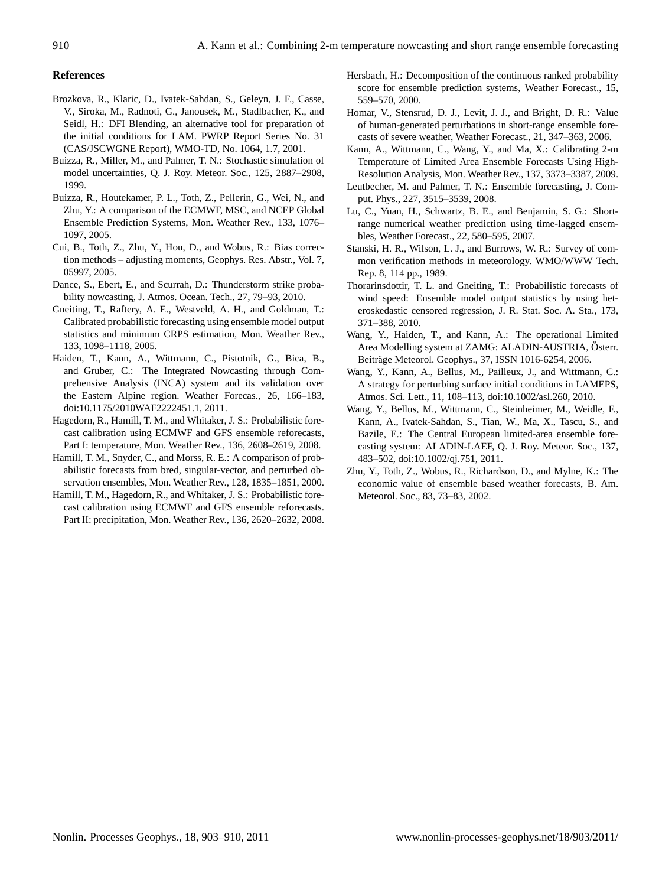## References

Brozkova, R., Klaric, D., Ivatek-Sahdan, S., Geleyn, J. F., Casse, V., Siroka, M., Radnoti, G., Janousek, M., Stadlbacher, K., and Seidl, H.: DFI Blending, an alternative tool for preparation of the initial conditions for LAM. PWRP Report Series No. 31 (CAS/JSCWGNE Report), WMO-TD, No. 1064, 1.7, 2001.

Buizza, R., Miller, M., and Palmer, T. N.: Stochastic simulation of model uncertainties, Q. J. Roy. Meteor. Soc., 125, 2887–2908, 1999.

Buizza, R., Houtekamer, P. L., Toth, Z., Pellerin, G., Wei, N., and Zhu, Y.: A comparison of the ECMWF, MSC, and NCEP Global Ensemble Prediction Systems, Mon. Weather Rev., 133, 1076–1097, 2005.

Cui, B., Toth, Z., Zhu, Y., Hou, D., and Wobus, R.: Bias correction methods – adjusting moments, Geophys. Res. Abstr., Vol. 7, 05997, 2005.

Dance, S., Ebert, E., and Scurrah, D.: Thunderstorm strike probability nowcasting, J. Atmos. Ocean. Tech., 27, 79–93, 2010.

Gneiting, T., Raftery, A. E., Westveld, A. H., and Goldman, T.: Calibrated probabilistic forecasting using ensemble model output statistics and minimum CRPS estimation, Mon. Weather Rev., 133, 1098–1118, 2005.

Haiden, T., Kann, A., Wittmann, C., Pistotnik, G., Bica, B., and Gruber, C.: The Integrated Nowcasting through Comprehensive Analysis (INCA) system and its validation over the Eastern Alpine region. Weather Forecas., 26, 166–183, doi:10.1175/2010WAF2222451.1, 2011.

Hagedorn, R., Hamill, T. M., and Whitaker, J. S.: Probabilistic forecast calibration using ECMWF and GFS ensemble reforecasts, Part I: temperature, Mon. Weather Rev., 136, 2608–2619, 2008.

Hamill, T. M., Snyder, C., and Morss, R. E.: A comparison of probabilistic forecasts from bred, singular-vector, and perturbed observation ensembles, Mon. Weather Rev., 128, 1835–1851, 2000.

Hamill, T. M., Hagedorn, R., and Whitaker, J. S.: Probabilistic forecast calibration using ECMWF and GFS ensemble reforecasts. Part II: precipitation, Mon. Weather Rev., 136, 2620–2632, 2008.

Hersbach, H.: Decomposition of the continuous ranked probability score for ensemble prediction systems, Weather Forecast., 15, 559–570, 2000.

Homar, V., Stensrud, D. J., Levit, J. J., and Bright, D. R.: Value of human-generated perturbations in short-range ensemble forecasts of severe weather, Weather Forecast., 21, 347–363, 2006.

Kann, A., Wittmann, C., Wang, Y., and Ma, X.: Calibrating 2-m Temperature of Limited Area Ensemble Forecasts Using High-Resolution Analysis, Mon. Weather Rev., 137, 3373–3387, 2009.

Leutbecher, M. and Palmer, T. N.: Ensemble forecasting, J. Comput. Phys., 227, 3515–3539, 2008.

Lu, C., Yuan, H., Schwartz, B. E., and Benjamin, S. G.: Short-range numerical weather prediction using time-lagged ensembles, Weather Forecast., 22, 580–595, 2007.

Stanski, H. R., Wilson, L. J., and Burrows, W. R.: Survey of common verification methods in meteorology. WMO/WWW Tech. Rep. 8, 114 pp., 1989.

Thorarinsdottir, T. L. and Gneiting, T.: Probabilistic forecasts of wind speed: Ensemble model output statistics by using heteroskedastic censored regression, J. R. Stat. Soc. A. Sta., 173, 371–388, 2010.

Wang, Y., Haiden, T., and Kann, A.: The operational Limited Area Modelling system at ZAMG: ALADIN-AUSTRIA, Österr. Beiträge Meteorol. Geophys., 37, ISSN 1016-6254, 2006.

Wang, Y., Kann, A., Bellus, M., Pailleux, J., and Wittmann, C.: A strategy for perturbing surface initial conditions in LAMEPS, Atmos. Sci. Lett., 11, 108–113, doi:10.1002/asl.260, 2010.

Wang, Y., Bellus, M., Wittmann, C., Steinheimer, M., Weidle, F., Kann, A., Ivatek-Sahdan, S., Tian, W., Ma, X., Tascu, S., and Bazile, E.: The Central European limited-area ensemble forecasting system: ALADIN-LAEF, Q. J. Roy. Meteor. Soc., 137, 483–502, doi:10.1002/qj.751, 2011.

Zhu, Y., Toth, Z., Wobus, R., Richardson, D., and Mylne, K.: The economic value of ensemble based weather forecasts, B. Am. Meteorol. Soc., 83, 73–83, 2002.